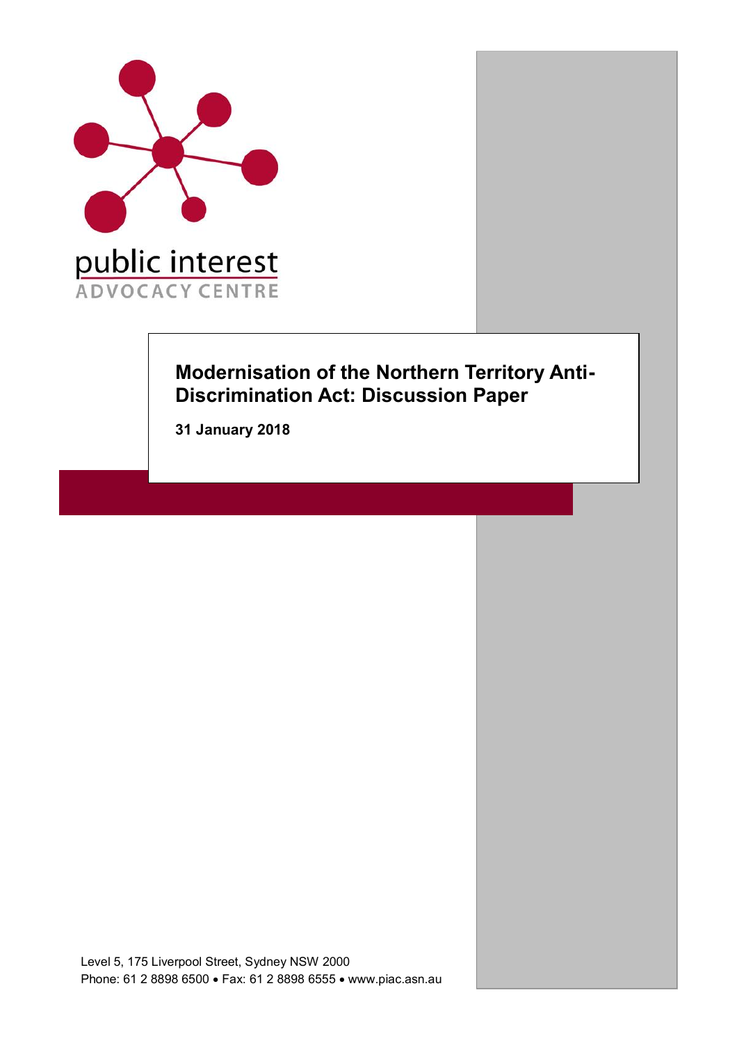public interest
ADVOCACY CENTRE

# Modernisation of the Northern Territory Anti-Discrimination Act: Discussion Paper

**31 January 2018**

Level 5, 175 Liverpool Street, Sydney NSW 2000
Phone: 61 2 8898 6500 • Fax: 61 2 8898 6555 • www.piac.asn.au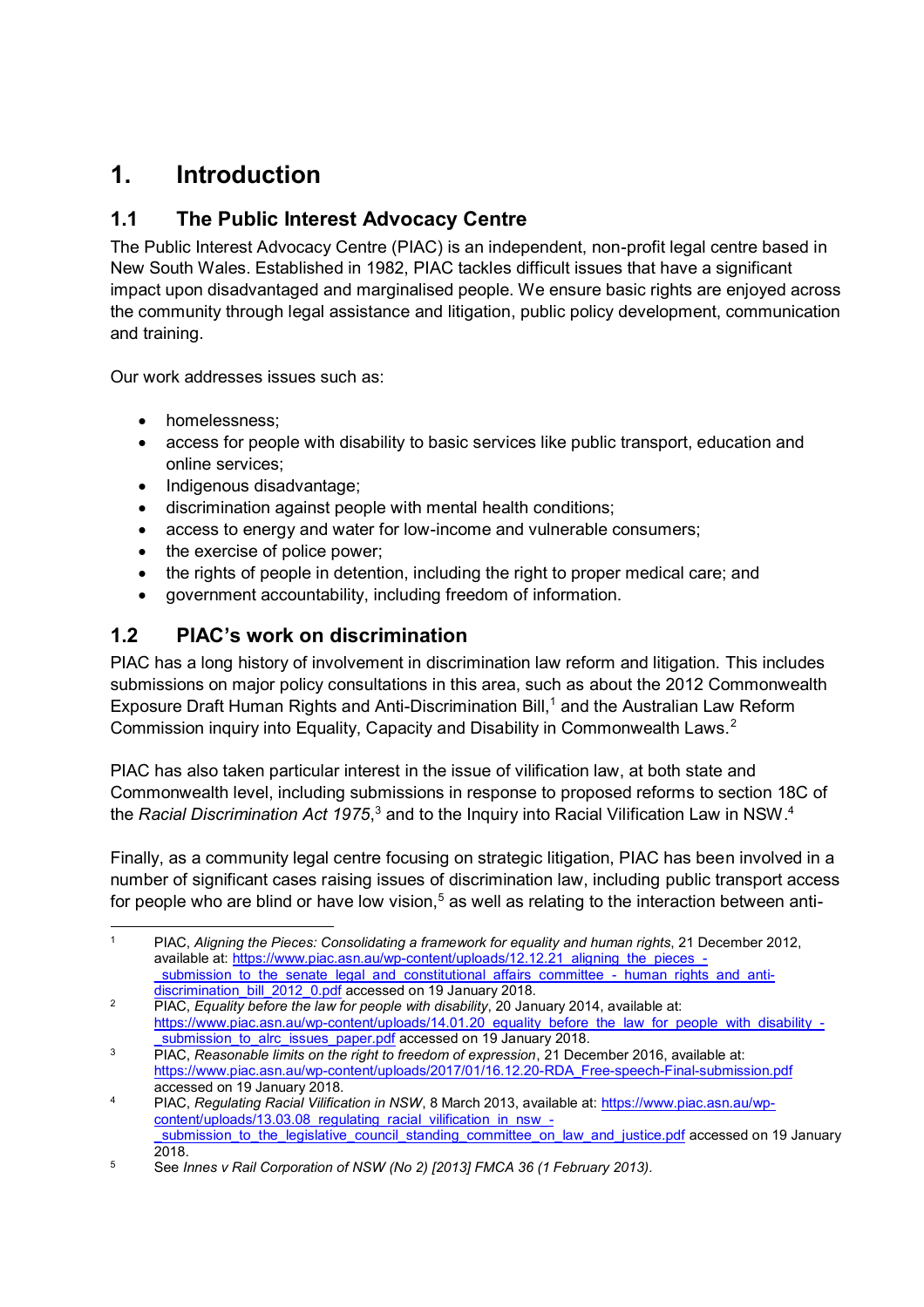# 1. Introduction

## 1.1 The Public Interest Advocacy Centre

The Public Interest Advocacy Centre (PIAC) is an independent, non-profit legal centre based in New South Wales. Established in 1982, PIAC tackles difficult issues that have a significant impact upon disadvantaged and marginalised people. We ensure basic rights are enjoyed across the community through legal assistance and litigation, public policy development, communication and training.

Our work addresses issues such as:

- homelessness;
- access for people with disability to basic services like public transport, education and online services;
- Indigenous disadvantage;
- discrimination against people with mental health conditions;
- access to energy and water for low-income and vulnerable consumers;
- the exercise of police power;
- the rights of people in detention, including the right to proper medical care; and
- government accountability, including freedom of information.

## 1.2 PIAC's work on discrimination

PIAC has a long history of involvement in discrimination law reform and litigation. This includes submissions on major policy consultations in this area, such as about the 2012 Commonwealth Exposure Draft Human Rights and Anti-Discrimination Bill,[1] and the Australian Law Reform Commission inquiry into Equality, Capacity and Disability in Commonwealth Laws.[2]

PIAC has also taken particular interest in the issue of vilification law, at both state and Commonwealth level, including submissions in response to proposed reforms to section 18C of the *Racial Discrimination Act 1975*,[3] and to the Inquiry into Racial Vilification Law in NSW.[4]

Finally, as a community legal centre focusing on strategic litigation, PIAC has been involved in a number of significant cases raising issues of discrimination law, including public transport access for people who are blind or have low vision,[5] as well as relating to the interaction between anti-

---

1. PIAC, *Aligning the Pieces: Consolidating a framework for equality and human rights*, 21 December 2012, available at: https://www.piac.asn.au/wp-content/uploads/12.12.21_aligning_the_pieces_-_submission_to_the_senate_legal_and_constitutional_affairs_committee_-_human_rights_and_anti-discrimination_bill_2012_0.pdf accessed on 19 January 2018.
2. PIAC, *Equality before the law for people with disability*, 20 January 2014, available at: https://www.piac.asn.au/wp-content/uploads/14.01.20_equality_before_the_law_for_people_with_disability_-_submission_to_alrc_issues_paper.pdf accessed on 19 January 2018.
3. PIAC, *Reasonable limits on the right to freedom of expression*, 21 December 2016, available at: https://www.piac.asn.au/wp-content/uploads/2017/01/16.12.20-RDA_Free-speech-Final-submission.pdf accessed on 19 January 2018.
4. PIAC, *Regulating Racial Vilification in NSW*, 8 March 2013, available at: https://www.piac.asn.au/wp-content/uploads/13.03.08_regulating_racial_vilification_in_nsw_-_submission_to_the_legislative_council_standing_committee_on_law_and_justice.pdf accessed on 19 January 2018.
5. See *Innes v Rail Corporation of NSW (No 2) [2013] FMCA 36 (1 February 2013).*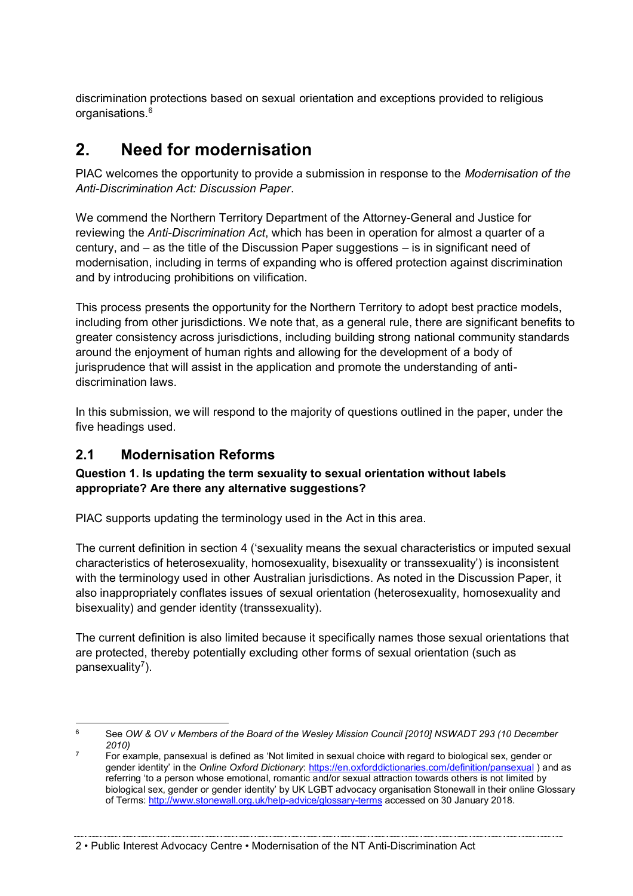discrimination protections based on sexual orientation and exceptions provided to religious organisations.[6]

# 2. Need for modernisation

PIAC welcomes the opportunity to provide a submission in response to the *Modernisation of the Anti-Discrimination Act: Discussion Paper*.

We commend the Northern Territory Department of the Attorney-General and Justice for reviewing the *Anti-Discrimination Act*, which has been in operation for almost a quarter of a century, and – as the title of the Discussion Paper suggestions – is in significant need of modernisation, including in terms of expanding who is offered protection against discrimination and by introducing prohibitions on vilification.

This process presents the opportunity for the Northern Territory to adopt best practice models, including from other jurisdictions. We note that, as a general rule, there are significant benefits to greater consistency across jurisdictions, including building strong national community standards around the enjoyment of human rights and allowing for the development of a body of jurisprudence that will assist in the application and promote the understanding of anti-discrimination laws.

In this submission, we will respond to the majority of questions outlined in the paper, under the five headings used.

## 2.1 Modernisation Reforms

**Question 1. Is updating the term sexuality to sexual orientation without labels appropriate? Are there any alternative suggestions?**

PIAC supports updating the terminology used in the Act in this area.

The current definition in section 4 ('sexuality means the sexual characteristics or imputed sexual characteristics of heterosexuality, homosexuality, bisexuality or transsexuality') is inconsistent with the terminology used in other Australian jurisdictions. As noted in the Discussion Paper, it also inappropriately conflates issues of sexual orientation (heterosexuality, homosexuality and bisexuality) and gender identity (transsexuality).

The current definition is also limited because it specifically names those sexual orientations that are protected, thereby potentially excluding other forms of sexual orientation (such as pansexuality[7]).

---

[6] See *OW & OV v Members of the Board of the Wesley Mission Council [2010] NSWADT 293 (10 December 2010)*

[7] For example, pansexual is defined as 'Not limited in sexual choice with regard to biological sex, gender or gender identity' in the *Online Oxford Dictionary*: https://en.oxforddictionaries.com/definition/pansexual ) and as referring 'to a person whose emotional, romantic and/or sexual attraction towards others is not limited by biological sex, gender or gender identity' by UK LGBT advocacy organisation Stonewall in their online Glossary of Terms: http://www.stonewall.org.uk/help-advice/glossary-terms accessed on 30 January 2018.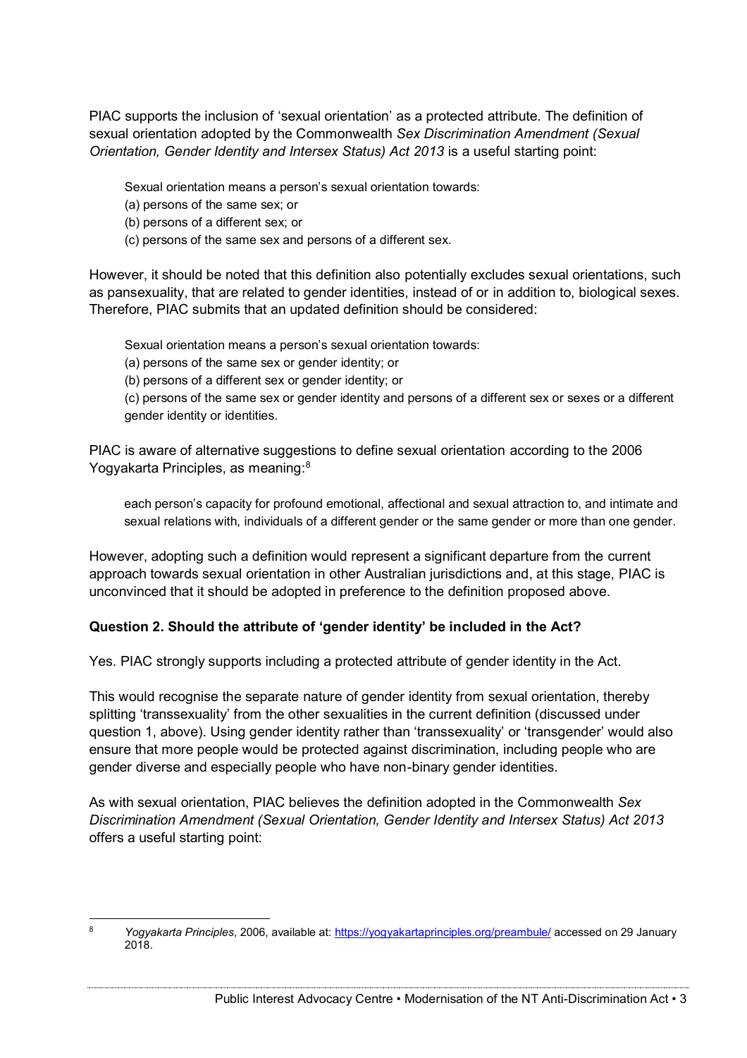PIAC supports the inclusion of 'sexual orientation' as a protected attribute. The definition of sexual orientation adopted by the Commonwealth *Sex Discrimination Amendment (Sexual Orientation, Gender Identity and Intersex Status) Act 2013* is a useful starting point:

> Sexual orientation means a person's sexual orientation towards:
> (a) persons of the same sex; or
> (b) persons of a different sex; or
> (c) persons of the same sex and persons of a different sex.

However, it should be noted that this definition also potentially excludes sexual orientations, such as pansexuality, that are related to gender identities, instead of or in addition to, biological sexes. Therefore, PIAC submits that an updated definition should be considered:

> Sexual orientation means a person's sexual orientation towards:
> (a) persons of the same sex or gender identity; or
> (b) persons of a different sex or gender identity; or
> (c) persons of the same sex or gender identity and persons of a different sex or sexes or a different gender identity or identities.

PIAC is aware of alternative suggestions to define sexual orientation according to the 2006 Yogyakarta Principles, as meaning:[8]

> each person's capacity for profound emotional, affectional and sexual attraction to, and intimate and sexual relations with, individuals of a different gender or the same gender or more than one gender.

However, adopting such a definition would represent a significant departure from the current approach towards sexual orientation in other Australian jurisdictions and, at this stage, PIAC is unconvinced that it should be adopted in preference to the definition proposed above.

**Question 2. Should the attribute of 'gender identity' be included in the Act?**

Yes. PIAC strongly supports including a protected attribute of gender identity in the Act.

This would recognise the separate nature of gender identity from sexual orientation, thereby splitting 'transsexuality' from the other sexualities in the current definition (discussed under question 1, above). Using gender identity rather than 'transsexuality' or 'transgender' would also ensure that more people would be protected against discrimination, including people who are gender diverse and especially people who have non-binary gender identities.

As with sexual orientation, PIAC believes the definition adopted in the Commonwealth *Sex Discrimination Amendment (Sexual Orientation, Gender Identity and Intersex Status) Act 2013* offers a useful starting point:

---

[8] *Yogyakarta Principles*, 2006, available at: https://yogyakartaprinciples.org/preambule/ accessed on 29 January 2018.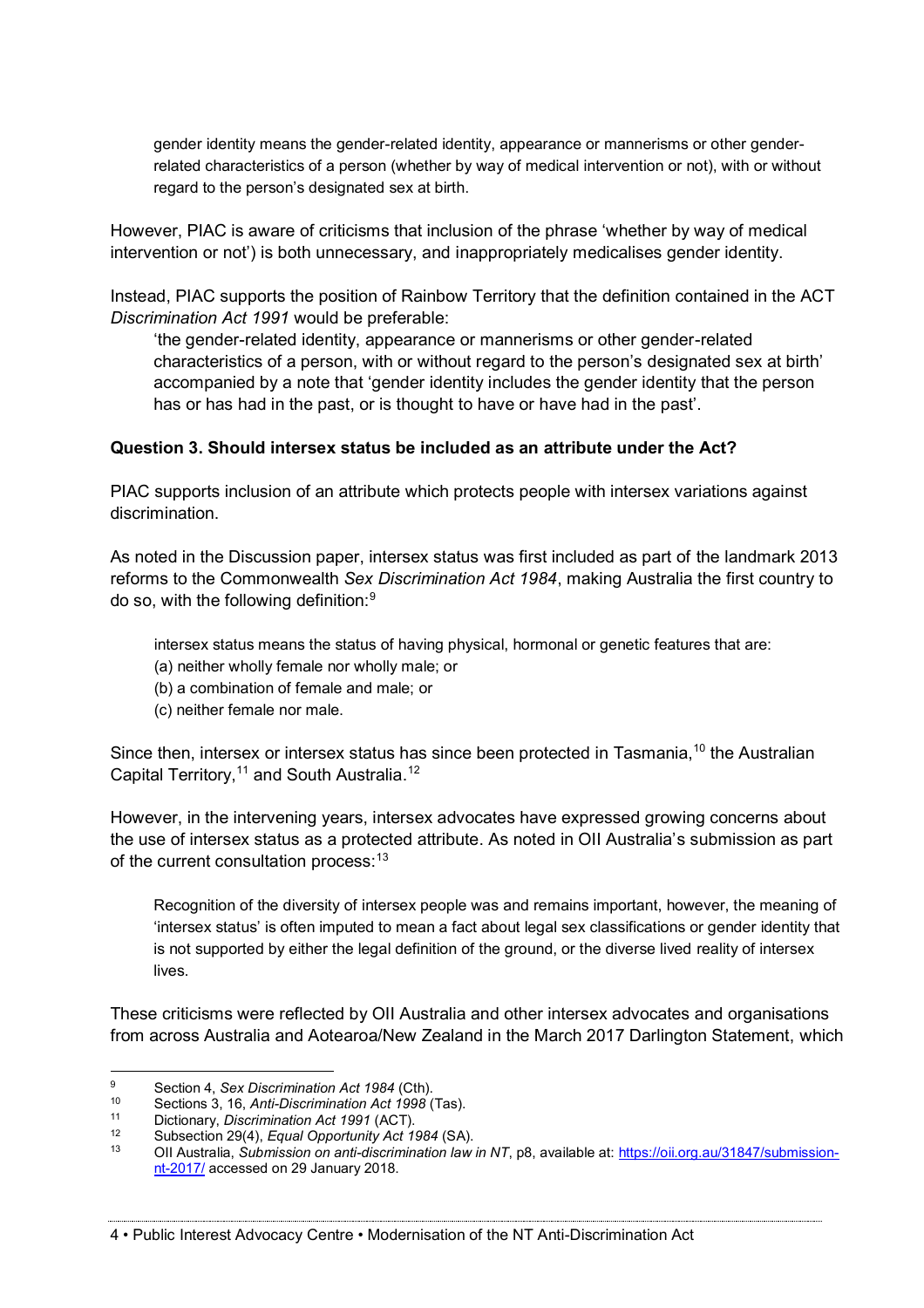> gender identity means the gender-related identity, appearance or mannerisms or other gender-related characteristics of a person (whether by way of medical intervention or not), with or without regard to the person's designated sex at birth.

However, PIAC is aware of criticisms that inclusion of the phrase 'whether by way of medical intervention or not') is both unnecessary, and inappropriately medicalises gender identity.

Instead, PIAC supports the position of Rainbow Territory that the definition contained in the ACT *Discrimination Act 1991* would be preferable:

> 'the gender-related identity, appearance or mannerisms or other gender-related characteristics of a person, with or without regard to the person's designated sex at birth' accompanied by a note that 'gender identity includes the gender identity that the person has or has had in the past, or is thought to have or have had in the past'.

**Question 3. Should intersex status be included as an attribute under the Act?**

PIAC supports inclusion of an attribute which protects people with intersex variations against discrimination.

As noted in the Discussion paper, intersex status was first included as part of the landmark 2013 reforms to the Commonwealth *Sex Discrimination Act 1984*, making Australia the first country to do so, with the following definition:[9]

> intersex status means the status of having physical, hormonal or genetic features that are:
> (a) neither wholly female nor wholly male; or
> (b) a combination of female and male; or
> (c) neither female nor male.

Since then, intersex or intersex status has since been protected in Tasmania,[10] the Australian Capital Territory,[11] and South Australia.[12]

However, in the intervening years, intersex advocates have expressed growing concerns about the use of intersex status as a protected attribute. As noted in OII Australia's submission as part of the current consultation process:[13]

> Recognition of the diversity of intersex people was and remains important, however, the meaning of 'intersex status' is often imputed to mean a fact about legal sex classifications or gender identity that is not supported by either the legal definition of the ground, or the diverse lived reality of intersex lives.

These criticisms were reflected by OII Australia and other intersex advocates and organisations from across Australia and Aotearoa/New Zealand in the March 2017 Darlington Statement, which

---

[9] Section 4, *Sex Discrimination Act 1984* (Cth).

[10] Sections 3, 16, *Anti-Discrimination Act 1998* (Tas).

[11] Dictionary, *Discrimination Act 1991* (ACT).

[12] Subsection 29(4), *Equal Opportunity Act 1984* (SA).

[13] OII Australia, *Submission on anti-discrimination law in NT*, p8, available at: https://oii.org.au/31847/submission-nt-2017/ accessed on 29 January 2018.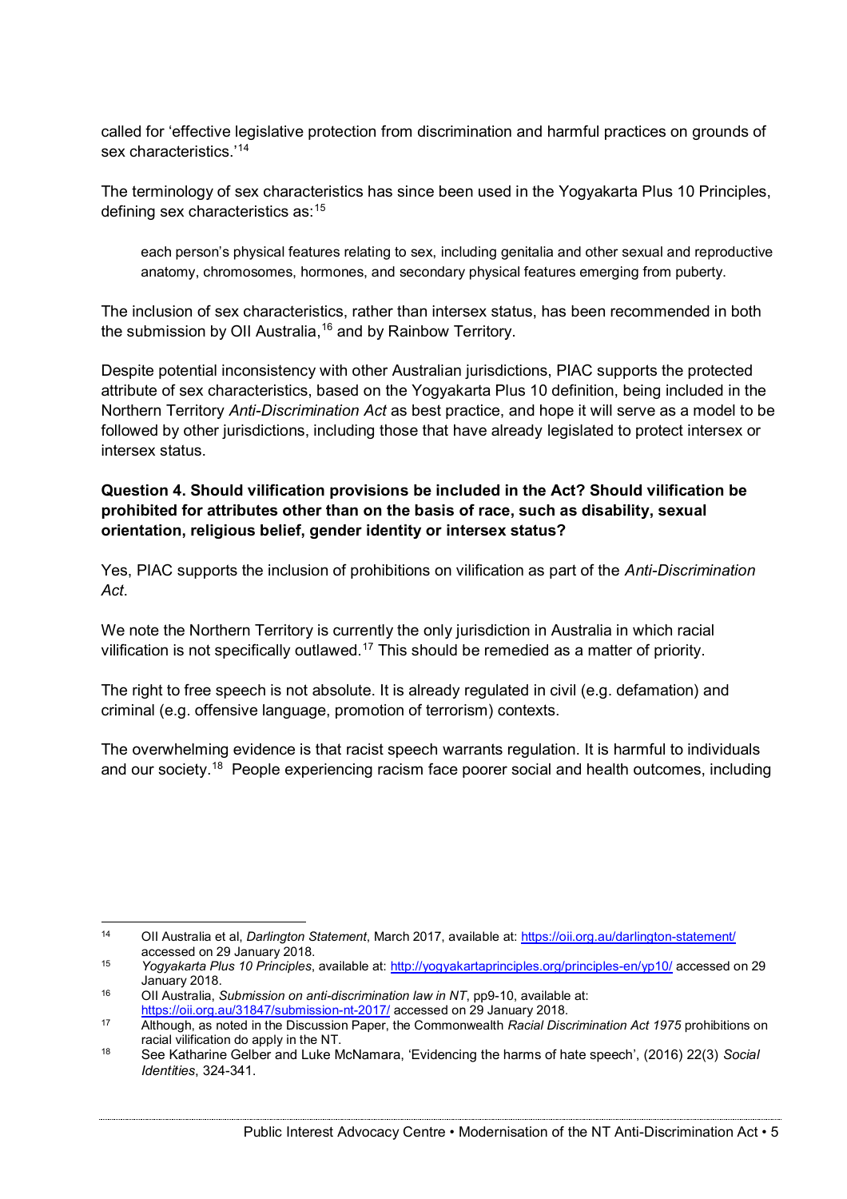called for 'effective legislative protection from discrimination and harmful practices on grounds of sex characteristics.'[14]

The terminology of sex characteristics has since been used in the Yogyakarta Plus 10 Principles, defining sex characteristics as:[15]

> each person's physical features relating to sex, including genitalia and other sexual and reproductive anatomy, chromosomes, hormones, and secondary physical features emerging from puberty.

The inclusion of sex characteristics, rather than intersex status, has been recommended in both the submission by OII Australia,[16] and by Rainbow Territory.

Despite potential inconsistency with other Australian jurisdictions, PIAC supports the protected attribute of sex characteristics, based on the Yogyakarta Plus 10 definition, being included in the Northern Territory *Anti-Discrimination Act* as best practice, and hope it will serve as a model to be followed by other jurisdictions, including those that have already legislated to protect intersex or intersex status.

**Question 4. Should vilification provisions be included in the Act? Should vilification be prohibited for attributes other than on the basis of race, such as disability, sexual orientation, religious belief, gender identity or intersex status?**

Yes, PIAC supports the inclusion of prohibitions on vilification as part of the *Anti-Discrimination Act*.

We note the Northern Territory is currently the only jurisdiction in Australia in which racial vilification is not specifically outlawed.[17] This should be remedied as a matter of priority.

The right to free speech is not absolute. It is already regulated in civil (e.g. defamation) and criminal (e.g. offensive language, promotion of terrorism) contexts.

The overwhelming evidence is that racist speech warrants regulation. It is harmful to individuals and our society.[18] People experiencing racism face poorer social and health outcomes, including

---

[14] OII Australia et al, *Darlington Statement*, March 2017, available at: https://oii.org.au/darlington-statement/ accessed on 29 January 2018.

[15] *Yogyakarta Plus 10 Principles*, available at: http://yogyakartaprinciples.org/principles-en/yp10/ accessed on 29 January 2018.

[16] OII Australia, *Submission on anti-discrimination law in NT*, pp9-10, available at: https://oii.org.au/31847/submission-nt-2017/ accessed on 29 January 2018.

[17] Although, as noted in the Discussion Paper, the Commonwealth *Racial Discrimination Act 1975* prohibitions on racial vilification do apply in the NT.

[18] See Katharine Gelber and Luke McNamara, 'Evidencing the harms of hate speech', (2016) 22(3) *Social Identities*, 324-341.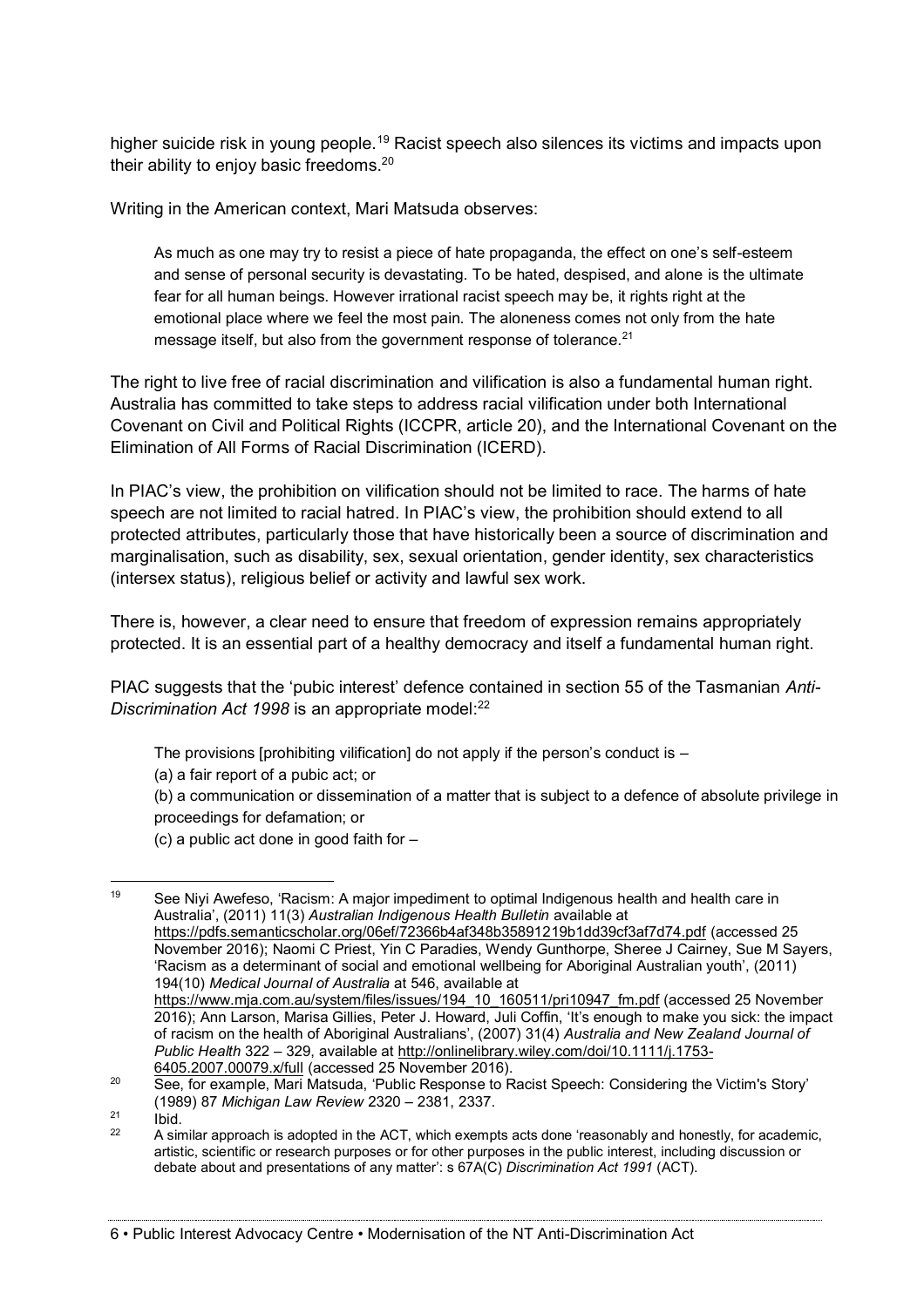higher suicide risk in young people.[19] Racist speech also silences its victims and impacts upon their ability to enjoy basic freedoms.[20]

Writing in the American context, Mari Matsuda observes:

> As much as one may try to resist a piece of hate propaganda, the effect on one's self-esteem and sense of personal security is devastating. To be hated, despised, and alone is the ultimate fear for all human beings. However irrational racist speech may be, it rights right at the emotional place where we feel the most pain. The aloneness comes not only from the hate message itself, but also from the government response of tolerance.[21]

The right to live free of racial discrimination and vilification is also a fundamental human right. Australia has committed to take steps to address racial vilification under both International Covenant on Civil and Political Rights (ICCPR, article 20), and the International Covenant on the Elimination of All Forms of Racial Discrimination (ICERD).

In PIAC's view, the prohibition on vilification should not be limited to race. The harms of hate speech are not limited to racial hatred. In PIAC's view, the prohibition should extend to all protected attributes, particularly those that have historically been a source of discrimination and marginalisation, such as disability, sex, sexual orientation, gender identity, sex characteristics (intersex status), religious belief or activity and lawful sex work.

There is, however, a clear need to ensure that freedom of expression remains appropriately protected. It is an essential part of a healthy democracy and itself a fundamental human right.

PIAC suggests that the 'pubic interest' defence contained in section 55 of the Tasmanian *Anti-Discrimination Act 1998* is an appropriate model:[22]

> The provisions [prohibiting vilification] do not apply if the person's conduct is –
>
> (a) a fair report of a pubic act; or
>
> (b) a communication or dissemination of a matter that is subject to a defence of absolute privilege in proceedings for defamation; or
>
> (c) a public act done in good faith for –

---

[19] See Niyi Awefeso, 'Racism: A major impediment to optimal Indigenous health and health care in Australia', (2011) 11(3) *Australian Indigenous Health Bulletin* available at https://pdfs.semanticscholar.org/06ef/72366b4af348b35891219b1dd39cf3af7d74.pdf (accessed 25 November 2016); Naomi C Priest, Yin C Paradies, Wendy Gunthorpe, Sheree J Cairney, Sue M Sayers, 'Racism as a determinant of social and emotional wellbeing for Aboriginal Australian youth', (2011) 194(10) *Medical Journal of Australia* at 546, available at https://www.mja.com.au/system/files/issues/194_10_160511/pri10947_fm.pdf (accessed 25 November 2016); Ann Larson, Marisa Gillies, Peter J. Howard, Juli Coffin, 'It's enough to make you sick: the impact of racism on the health of Aboriginal Australians', (2007) 31(4) *Australia and New Zealand Journal of Public Health* 322 – 329, available at http://onlinelibrary.wiley.com/doi/10.1111/j.1753-6405.2007.00079.x/full (accessed 25 November 2016).

[20] See, for example, Mari Matsuda, 'Public Response to Racist Speech: Considering the Victim's Story' (1989) 87 *Michigan Law Review* 2320 – 2381, 2337.

[21] Ibid.

[22] A similar approach is adopted in the ACT, which exempts acts done 'reasonably and honestly, for academic, artistic, scientific or research purposes or for other purposes in the public interest, including discussion or debate about and presentations of any matter': s 67A(C) *Discrimination Act 1991* (ACT).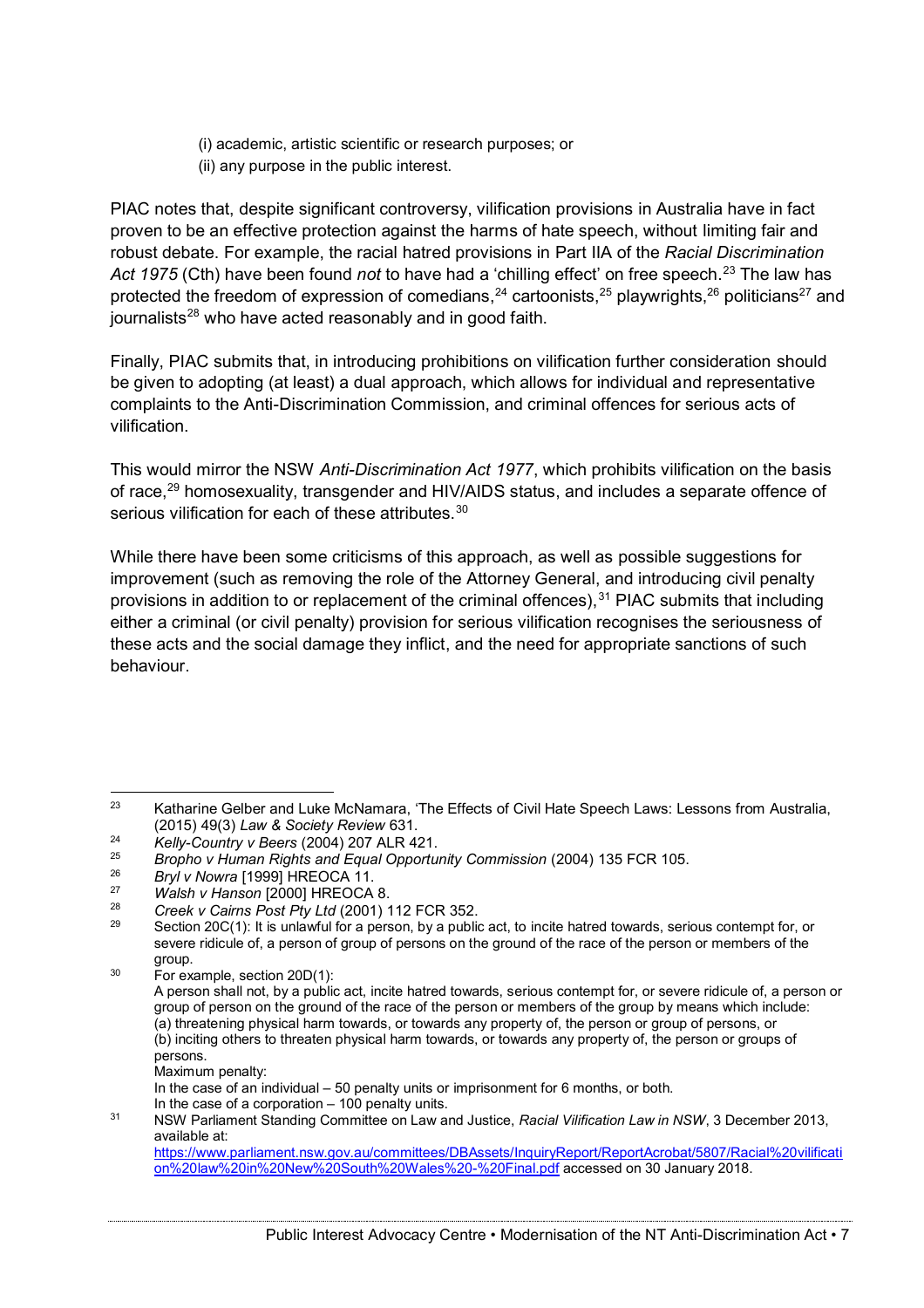(i) academic, artistic scientific or research purposes; or

(ii) any purpose in the public interest.

PIAC notes that, despite significant controversy, vilification provisions in Australia have in fact proven to be an effective protection against the harms of hate speech, without limiting fair and robust debate. For example, the racial hatred provisions in Part IIA of the *Racial Discrimination Act 1975* (Cth) have been found *not* to have had a 'chilling effect' on free speech.[23] The law has protected the freedom of expression of comedians,[24] cartoonists,[25] playwrights,[26] politicians[27] and journalists[28] who have acted reasonably and in good faith.

Finally, PIAC submits that, in introducing prohibitions on vilification further consideration should be given to adopting (at least) a dual approach, which allows for individual and representative complaints to the Anti-Discrimination Commission, and criminal offences for serious acts of vilification.

This would mirror the NSW *Anti-Discrimination Act 1977*, which prohibits vilification on the basis of race,[29] homosexuality, transgender and HIV/AIDS status, and includes a separate offence of serious vilification for each of these attributes.[30]

While there have been some criticisms of this approach, as well as possible suggestions for improvement (such as removing the role of the Attorney General, and introducing civil penalty provisions in addition to or replacement of the criminal offences),[31] PIAC submits that including either a criminal (or civil penalty) provision for serious vilification recognises the seriousness of these acts and the social damage they inflict, and the need for appropriate sanctions of such behaviour.

---

[23] Katharine Gelber and Luke McNamara, 'The Effects of Civil Hate Speech Laws: Lessons from Australia, (2015) 49(3) *Law & Society Review* 631.

[24] *Kelly-Country v Beers* (2004) 207 ALR 421.

[25] *Bropho v Human Rights and Equal Opportunity Commission* (2004) 135 FCR 105.

[26] *Bryl v Nowra* [1999] HREOCA 11.

[27] *Walsh v Hanson* [2000] HREOCA 8.

[28] *Creek v Cairns Post Pty Ltd* (2001) 112 FCR 352.

[29] Section 20C(1): It is unlawful for a person, by a public act, to incite hatred towards, serious contempt for, or severe ridicule of, a person of group of persons on the ground of the race of the person or members of the group.

[30] For example, section 20D(1):
A person shall not, by a public act, incite hatred towards, serious contempt for, or severe ridicule of, a person or group of person on the ground of the race of the person or members of the group by means which include:
(a) threatening physical harm towards, or towards any property of, the person or group of persons, or
(b) inciting others to threaten physical harm towards, or towards any property of, the person or groups of persons.
Maximum penalty:
In the case of an individual – 50 penalty units or imprisonment for 6 months, or both.
In the case of a corporation – 100 penalty units.

[31] NSW Parliament Standing Committee on Law and Justice, *Racial Vilification Law in NSW*, 3 December 2013, available at: https://www.parliament.nsw.gov.au/committees/DBAssets/InquiryReport/ReportAcrobat/5807/Racial%20vilification%20law%20in%20New%20South%20Wales%20-%20Final.pdf accessed on 30 January 2018.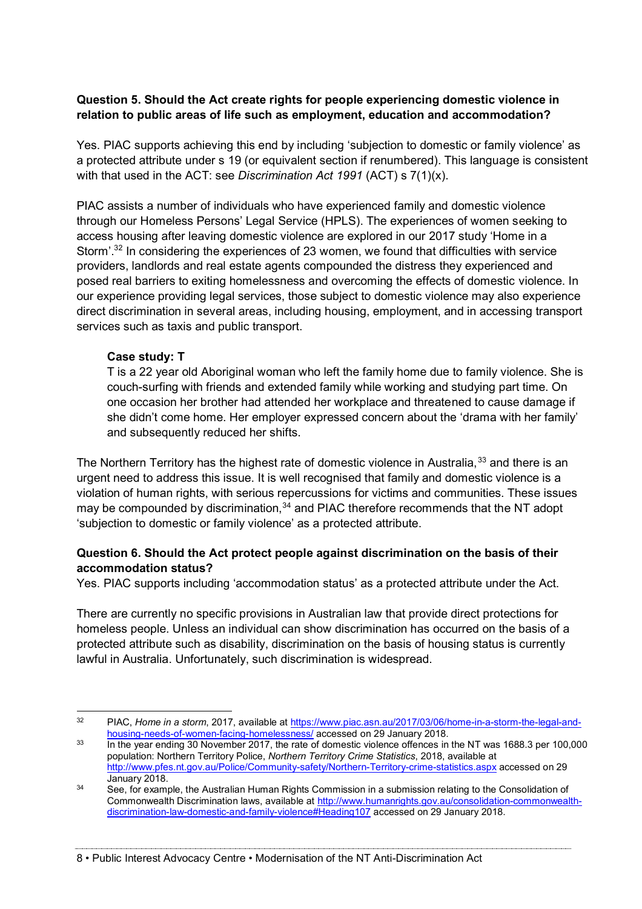**Question 5. Should the Act create rights for people experiencing domestic violence in relation to public areas of life such as employment, education and accommodation?**

Yes. PIAC supports achieving this end by including 'subjection to domestic or family violence' as a protected attribute under s 19 (or equivalent section if renumbered). This language is consistent with that used in the ACT: see *Discrimination Act 1991* (ACT) s 7(1)(x).

PIAC assists a number of individuals who have experienced family and domestic violence through our Homeless Persons' Legal Service (HPLS). The experiences of women seeking to access housing after leaving domestic violence are explored in our 2017 study 'Home in a Storm'.[32] In considering the experiences of 23 women, we found that difficulties with service providers, landlords and real estate agents compounded the distress they experienced and posed real barriers to exiting homelessness and overcoming the effects of domestic violence. In our experience providing legal services, those subject to domestic violence may also experience direct discrimination in several areas, including housing, employment, and in accessing transport services such as taxis and public transport.

> **Case study: T**
>
> T is a 22 year old Aboriginal woman who left the family home due to family violence. She is couch-surfing with friends and extended family while working and studying part time. On one occasion her brother had attended her workplace and threatened to cause damage if she didn't come home. Her employer expressed concern about the 'drama with her family' and subsequently reduced her shifts.

The Northern Territory has the highest rate of domestic violence in Australia,[33] and there is an urgent need to address this issue. It is well recognised that family and domestic violence is a violation of human rights, with serious repercussions for victims and communities. These issues may be compounded by discrimination,[34] and PIAC therefore recommends that the NT adopt 'subjection to domestic or family violence' as a protected attribute.

**Question 6. Should the Act protect people against discrimination on the basis of their accommodation status?**

Yes. PIAC supports including 'accommodation status' as a protected attribute under the Act.

There are currently no specific provisions in Australian law that provide direct protections for homeless people. Unless an individual can show discrimination has occurred on the basis of a protected attribute such as disability, discrimination on the basis of housing status is currently lawful in Australia. Unfortunately, such discrimination is widespread.

---

[32] PIAC, *Home in a storm*, 2017, available at https://www.piac.asn.au/2017/03/06/home-in-a-storm-the-legal-and-housing-needs-of-women-facing-homelessness/ accessed on 29 January 2018.

[33] In the year ending 30 November 2017, the rate of domestic violence offences in the NT was 1688.3 per 100,000 population: Northern Territory Police, *Northern Territory Crime Statistics*, 2018, available at http://www.pfes.nt.gov.au/Police/Community-safety/Northern-Territory-crime-statistics.aspx accessed on 29 January 2018.

[34] See, for example, the Australian Human Rights Commission in a submission relating to the Consolidation of Commonwealth Discrimination laws, available at http://www.humanrights.gov.au/consolidation-commonwealth-discrimination-law-domestic-and-family-violence#Heading107 accessed on 29 January 2018.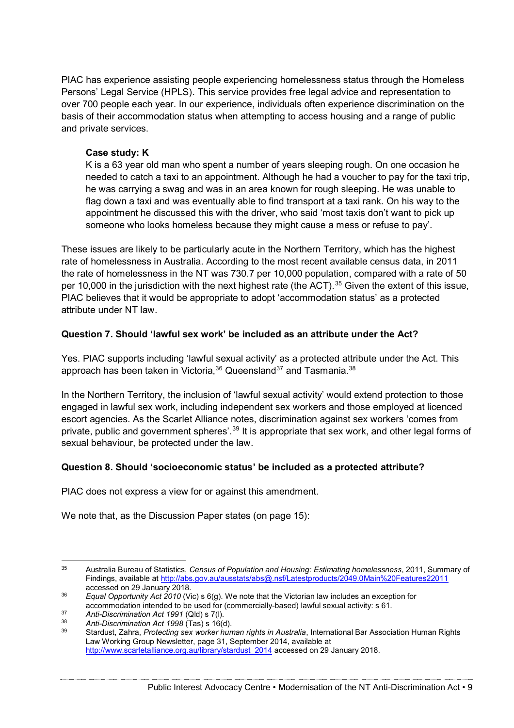PIAC has experience assisting people experiencing homelessness status through the Homeless Persons' Legal Service (HPLS). This service provides free legal advice and representation to over 700 people each year. In our experience, individuals often experience discrimination on the basis of their accommodation status when attempting to access housing and a range of public and private services.

> **Case study: K**
>
> K is a 63 year old man who spent a number of years sleeping rough. On one occasion he needed to catch a taxi to an appointment. Although he had a voucher to pay for the taxi trip, he was carrying a swag and was in an area known for rough sleeping. He was unable to flag down a taxi and was eventually able to find transport at a taxi rank. On his way to the appointment he discussed this with the driver, who said 'most taxis don't want to pick up someone who looks homeless because they might cause a mess or refuse to pay'.

These issues are likely to be particularly acute in the Northern Territory, which has the highest rate of homelessness in Australia. According to the most recent available census data, in 2011 the rate of homelessness in the NT was 730.7 per 10,000 population, compared with a rate of 50 per 10,000 in the jurisdiction with the next highest rate (the ACT).[35] Given the extent of this issue, PIAC believes that it would be appropriate to adopt 'accommodation status' as a protected attribute under NT law.

### Question 7. Should 'lawful sex work' be included as an attribute under the Act?

Yes. PIAC supports including 'lawful sexual activity' as a protected attribute under the Act. This approach has been taken in Victoria,[36] Queensland[37] and Tasmania.[38]

In the Northern Territory, the inclusion of 'lawful sexual activity' would extend protection to those engaged in lawful sex work, including independent sex workers and those employed at licenced escort agencies. As the Scarlet Alliance notes, discrimination against sex workers 'comes from private, public and government spheres'.[39] It is appropriate that sex work, and other legal forms of sexual behaviour, be protected under the law.

### Question 8. Should 'socioeconomic status' be included as a protected attribute?

PIAC does not express a view for or against this amendment.

We note that, as the Discussion Paper states (on page 15):

---

[35] Australia Bureau of Statistics, *Census of Population and Housing: Estimating homelessness*, 2011, Summary of Findings, available at http://abs.gov.au/ausstats/abs@.nsf/Latestproducts/2049.0Main%20Features22011 accessed on 29 January 2018.

[36] *Equal Opportunity Act 2010* (Vic) s 6(g). We note that the Victorian law includes an exception for accommodation intended to be used for (commercially-based) lawful sexual activity: s 61.

[37] *Anti-Discrimination Act 1991* (Qld) s 7(l).

[38] *Anti-Discrimination Act 1998* (Tas) s 16(d).

[39] Stardust, Zahra, *Protecting sex worker human rights in Australia*, International Bar Association Human Rights Law Working Group Newsletter, page 31, September 2014, available at http://www.scarletalliance.org.au/library/stardust_2014 accessed on 29 January 2018.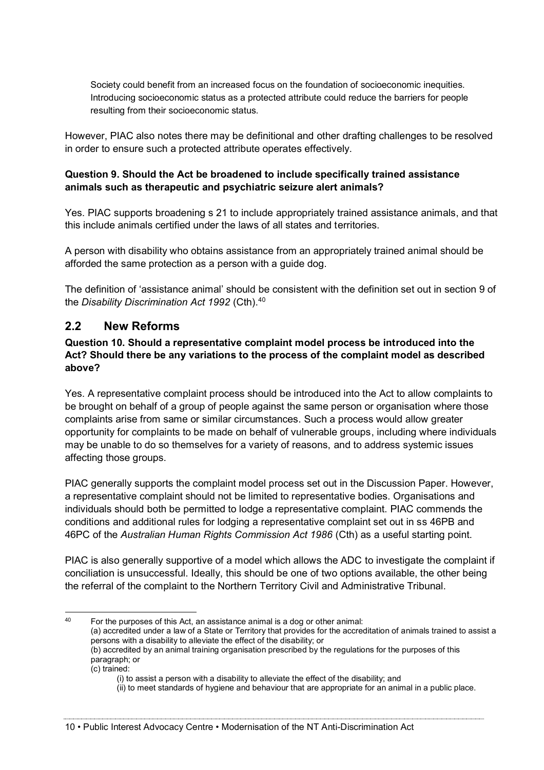> Society could benefit from an increased focus on the foundation of socioeconomic inequities. Introducing socioeconomic status as a protected attribute could reduce the barriers for people resulting from their socioeconomic status.

However, PIAC also notes there may be definitional and other drafting challenges to be resolved in order to ensure such a protected attribute operates effectively.

**Question 9. Should the Act be broadened to include specifically trained assistance animals such as therapeutic and psychiatric seizure alert animals?**

Yes. PIAC supports broadening s 21 to include appropriately trained assistance animals, and that this include animals certified under the laws of all states and territories.

A person with disability who obtains assistance from an appropriately trained animal should be afforded the same protection as a person with a guide dog.

The definition of 'assistance animal' should be consistent with the definition set out in section 9 of the *Disability Discrimination Act 1992* (Cth).[40]

## 2.2 New Reforms

**Question 10. Should a representative complaint model process be introduced into the Act? Should there be any variations to the process of the complaint model as described above?**

Yes. A representative complaint process should be introduced into the Act to allow complaints to be brought on behalf of a group of people against the same person or organisation where those complaints arise from same or similar circumstances. Such a process would allow greater opportunity for complaints to be made on behalf of vulnerable groups, including where individuals may be unable to do so themselves for a variety of reasons, and to address systemic issues affecting those groups.

PIAC generally supports the complaint model process set out in the Discussion Paper. However, a representative complaint should not be limited to representative bodies. Organisations and individuals should both be permitted to lodge a representative complaint. PIAC commends the conditions and additional rules for lodging a representative complaint set out in ss 46PB and 46PC of the *Australian Human Rights Commission Act 1986* (Cth) as a useful starting point.

PIAC is also generally supportive of a model which allows the ADC to investigate the complaint if conciliation is unsuccessful. Ideally, this should be one of two options available, the other being the referral of the complaint to the Northern Territory Civil and Administrative Tribunal.

---

[40] For the purposes of this Act, an assistance animal is a dog or other animal:
(a) accredited under a law of a State or Territory that provides for the accreditation of animals trained to assist a persons with a disability to alleviate the effect of the disability; or
(b) accredited by an animal training organisation prescribed by the regulations for the purposes of this paragraph; or
(c) trained:
(i) to assist a person with a disability to alleviate the effect of the disability; and
(ii) to meet standards of hygiene and behaviour that are appropriate for an animal in a public place.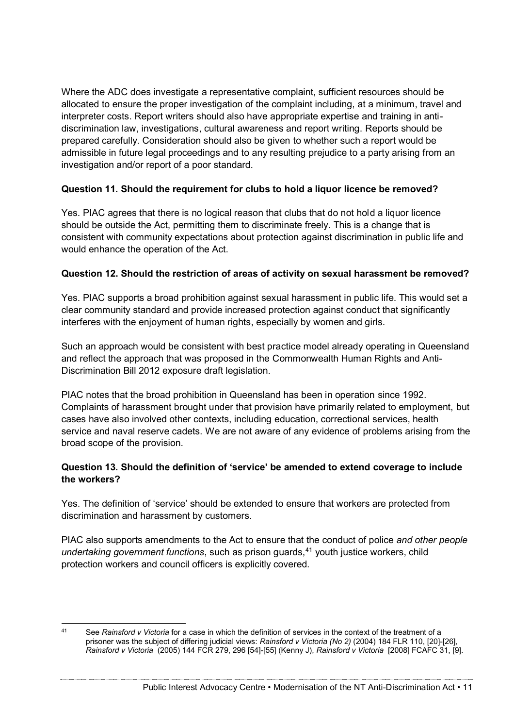Where the ADC does investigate a representative complaint, sufficient resources should be allocated to ensure the proper investigation of the complaint including, at a minimum, travel and interpreter costs. Report writers should also have appropriate expertise and training in anti-discrimination law, investigations, cultural awareness and report writing. Reports should be prepared carefully. Consideration should also be given to whether such a report would be admissible in future legal proceedings and to any resulting prejudice to a party arising from an investigation and/or report of a poor standard.

**Question 11. Should the requirement for clubs to hold a liquor licence be removed?**

Yes. PIAC agrees that there is no logical reason that clubs that do not hold a liquor licence should be outside the Act, permitting them to discriminate freely. This is a change that is consistent with community expectations about protection against discrimination in public life and would enhance the operation of the Act.

**Question 12. Should the restriction of areas of activity on sexual harassment be removed?**

Yes. PIAC supports a broad prohibition against sexual harassment in public life. This would set a clear community standard and provide increased protection against conduct that significantly interferes with the enjoyment of human rights, especially by women and girls.

Such an approach would be consistent with best practice model already operating in Queensland and reflect the approach that was proposed in the Commonwealth Human Rights and Anti-Discrimination Bill 2012 exposure draft legislation.

PIAC notes that the broad prohibition in Queensland has been in operation since 1992. Complaints of harassment brought under that provision have primarily related to employment, but cases have also involved other contexts, including education, correctional services, health service and naval reserve cadets. We are not aware of any evidence of problems arising from the broad scope of the provision.

**Question 13. Should the definition of 'service' be amended to extend coverage to include the workers?**

Yes. The definition of 'service' should be extended to ensure that workers are protected from discrimination and harassment by customers.

PIAC also supports amendments to the Act to ensure that the conduct of police *and other people undertaking government functions*, such as prison guards,[41] youth justice workers, child protection workers and council officers is explicitly covered.

---

[41] See *Rainsford v Victoria* for a case in which the definition of services in the context of the treatment of a prisoner was the subject of differing judicial views: *Rainsford v Victoria (No 2)* (2004) 184 FLR 110, [20]-[26], *Rainsford v Victoria* (2005) 144 FCR 279, 296 [54]-[55] (Kenny J), *Rainsford v Victoria* [2008] FCAFC 31, [9].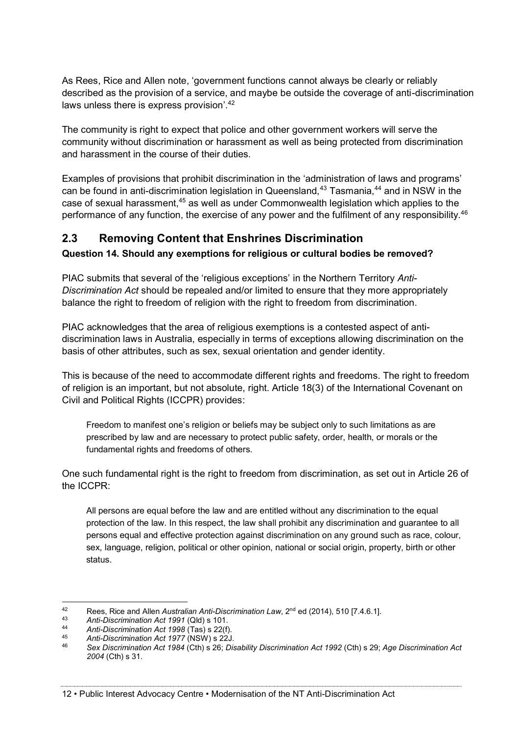As Rees, Rice and Allen note, 'government functions cannot always be clearly or reliably described as the provision of a service, and maybe be outside the coverage of anti-discrimination laws unless there is express provision'.[42]

The community is right to expect that police and other government workers will serve the community without discrimination or harassment as well as being protected from discrimination and harassment in the course of their duties.

Examples of provisions that prohibit discrimination in the 'administration of laws and programs' can be found in anti-discrimination legislation in Queensland,[43] Tasmania,[44] and in NSW in the case of sexual harassment,[45] as well as under Commonwealth legislation which applies to the performance of any function, the exercise of any power and the fulfilment of any responsibility.[46]

## 2.3 Removing Content that Enshrines Discrimination

**Question 14. Should any exemptions for religious or cultural bodies be removed?**

PIAC submits that several of the 'religious exceptions' in the Northern Territory *Anti-Discrimination Act* should be repealed and/or limited to ensure that they more appropriately balance the right to freedom of religion with the right to freedom from discrimination.

PIAC acknowledges that the area of religious exemptions is a contested aspect of anti-discrimination laws in Australia, especially in terms of exceptions allowing discrimination on the basis of other attributes, such as sex, sexual orientation and gender identity.

This is because of the need to accommodate different rights and freedoms. The right to freedom of religion is an important, but not absolute, right. Article 18(3) of the International Covenant on Civil and Political Rights (ICCPR) provides:

> Freedom to manifest one's religion or beliefs may be subject only to such limitations as are prescribed by law and are necessary to protect public safety, order, health, or morals or the fundamental rights and freedoms of others.

One such fundamental right is the right to freedom from discrimination, as set out in Article 26 of the ICCPR:

> All persons are equal before the law and are entitled without any discrimination to the equal protection of the law. In this respect, the law shall prohibit any discrimination and guarantee to all persons equal and effective protection against discrimination on any ground such as race, colour, sex, language, religion, political or other opinion, national or social origin, property, birth or other status.

---

[42] Rees, Rice and Allen *Australian Anti-Discrimination Law*, 2nd ed (2014), 510 [7.4.6.1].

[43] *Anti-Discrimination Act 1991* (Qld) s 101.

[44] *Anti-Discrimination Act 1998* (Tas) s 22(f).

[45] *Anti-Discrimination Act 1977* (NSW) s 22J.

[46] *Sex Discrimination Act 1984* (Cth) s 26; *Disability Discrimination Act 1992* (Cth) s 29; *Age Discrimination Act 2004* (Cth) s 31.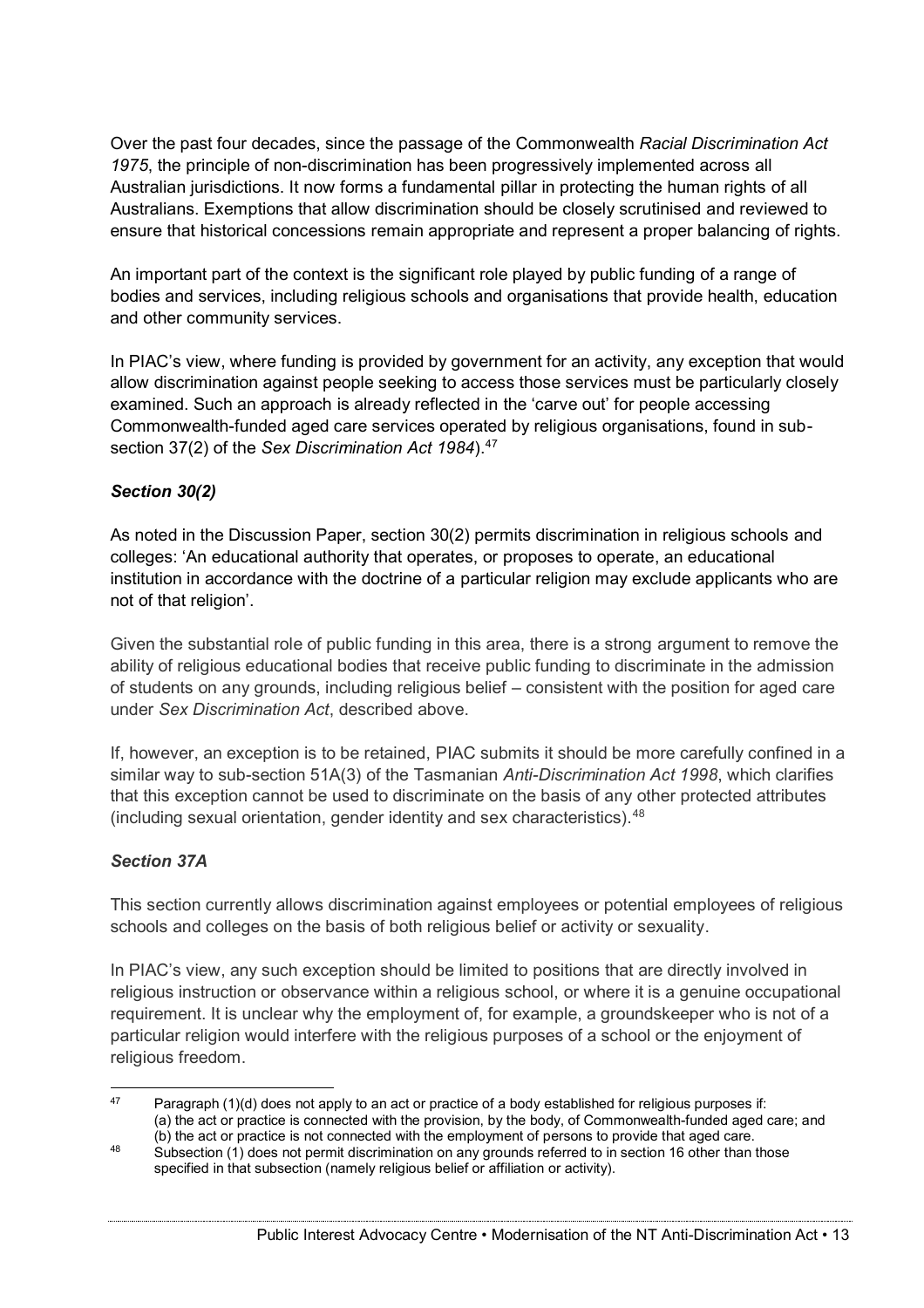Over the past four decades, since the passage of the Commonwealth *Racial Discrimination Act 1975*, the principle of non-discrimination has been progressively implemented across all Australian jurisdictions. It now forms a fundamental pillar in protecting the human rights of all Australians. Exemptions that allow discrimination should be closely scrutinised and reviewed to ensure that historical concessions remain appropriate and represent a proper balancing of rights.

An important part of the context is the significant role played by public funding of a range of bodies and services, including religious schools and organisations that provide health, education and other community services.

In PIAC's view, where funding is provided by government for an activity, any exception that would allow discrimination against people seeking to access those services must be particularly closely examined. Such an approach is already reflected in the 'carve out' for people accessing Commonwealth-funded aged care services operated by religious organisations, found in sub-section 37(2) of the *Sex Discrimination Act 1984*).[47]

### *Section 30(2)*

As noted in the Discussion Paper, section 30(2) permits discrimination in religious schools and colleges: 'An educational authority that operates, or proposes to operate, an educational institution in accordance with the doctrine of a particular religion may exclude applicants who are not of that religion'.

Given the substantial role of public funding in this area, there is a strong argument to remove the ability of religious educational bodies that receive public funding to discriminate in the admission of students on any grounds, including religious belief – consistent with the position for aged care under *Sex Discrimination Act*, described above.

If, however, an exception is to be retained, PIAC submits it should be more carefully confined in a similar way to sub-section 51A(3) of the Tasmanian *Anti-Discrimination Act 1998*, which clarifies that this exception cannot be used to discriminate on the basis of any other protected attributes (including sexual orientation, gender identity and sex characteristics).[48]

### *Section 37A*

This section currently allows discrimination against employees or potential employees of religious schools and colleges on the basis of both religious belief or activity or sexuality.

In PIAC's view, any such exception should be limited to positions that are directly involved in religious instruction or observance within a religious school, or where it is a genuine occupational requirement. It is unclear why the employment of, for example, a groundskeeper who is not of a particular religion would interfere with the religious purposes of a school or the enjoyment of religious freedom.

---

[47] Paragraph (1)(d) does not apply to an act or practice of a body established for religious purposes if:
(a) the act or practice is connected with the provision, by the body, of Commonwealth-funded aged care; and
(b) the act or practice is not connected with the employment of persons to provide that aged care.

[48] Subsection (1) does not permit discrimination on any grounds referred to in section 16 other than those specified in that subsection (namely religious belief or affiliation or activity).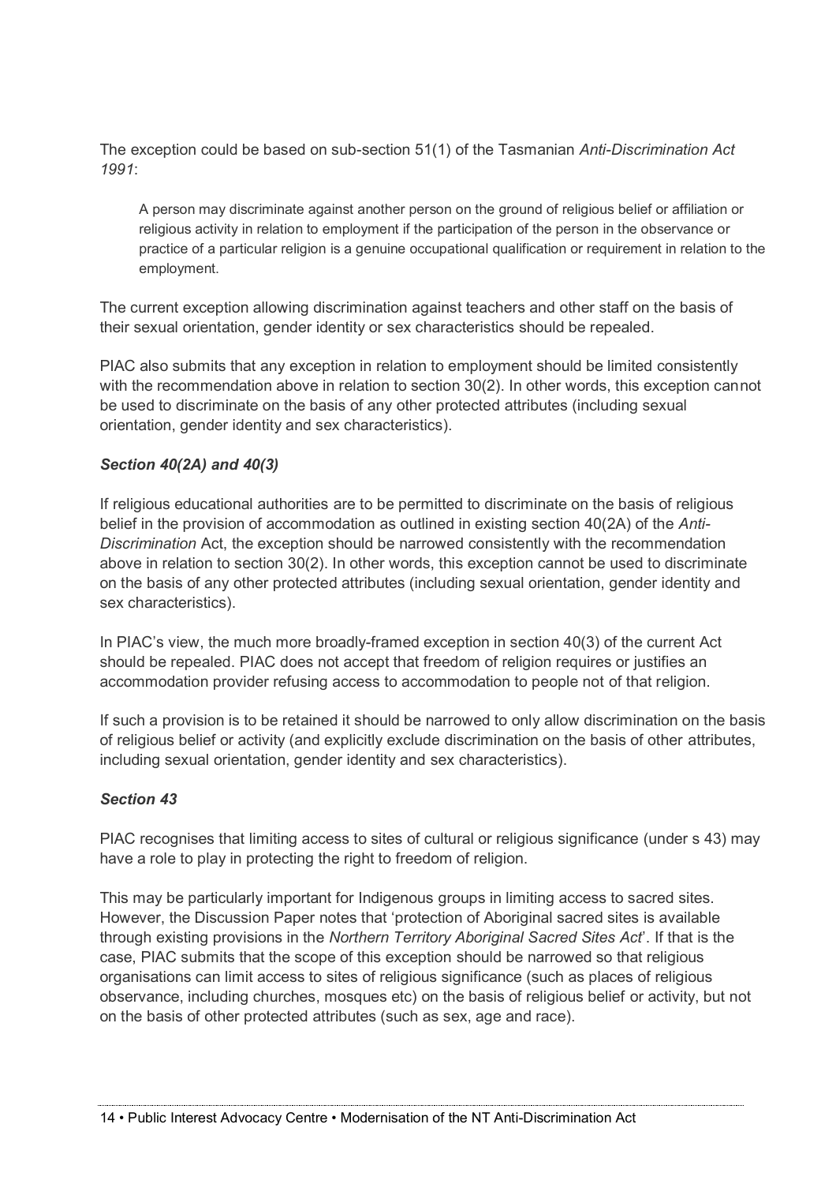The exception could be based on sub-section 51(1) of the Tasmanian *Anti-Discrimination Act 1991*:

> A person may discriminate against another person on the ground of religious belief or affiliation or religious activity in relation to employment if the participation of the person in the observance or practice of a particular religion is a genuine occupational qualification or requirement in relation to the employment.

The current exception allowing discrimination against teachers and other staff on the basis of their sexual orientation, gender identity or sex characteristics should be repealed.

PIAC also submits that any exception in relation to employment should be limited consistently with the recommendation above in relation to section 30(2). In other words, this exception cannot be used to discriminate on the basis of any other protected attributes (including sexual orientation, gender identity and sex characteristics).

### *Section 40(2A) and 40(3)*

If religious educational authorities are to be permitted to discriminate on the basis of religious belief in the provision of accommodation as outlined in existing section 40(2A) of the *Anti-Discrimination* Act, the exception should be narrowed consistently with the recommendation above in relation to section 30(2). In other words, this exception cannot be used to discriminate on the basis of any other protected attributes (including sexual orientation, gender identity and sex characteristics).

In PIAC's view, the much more broadly-framed exception in section 40(3) of the current Act should be repealed. PIAC does not accept that freedom of religion requires or justifies an accommodation provider refusing access to accommodation to people not of that religion.

If such a provision is to be retained it should be narrowed to only allow discrimination on the basis of religious belief or activity (and explicitly exclude discrimination on the basis of other attributes, including sexual orientation, gender identity and sex characteristics).

### *Section 43*

PIAC recognises that limiting access to sites of cultural or religious significance (under s 43) may have a role to play in protecting the right to freedom of religion.

This may be particularly important for Indigenous groups in limiting access to sacred sites. However, the Discussion Paper notes that 'protection of Aboriginal sacred sites is available through existing provisions in the *Northern Territory Aboriginal Sacred Sites Act*'. If that is the case, PIAC submits that the scope of this exception should be narrowed so that religious organisations can limit access to sites of religious significance (such as places of religious observance, including churches, mosques etc) on the basis of religious belief or activity, but not on the basis of other protected attributes (such as sex, age and race).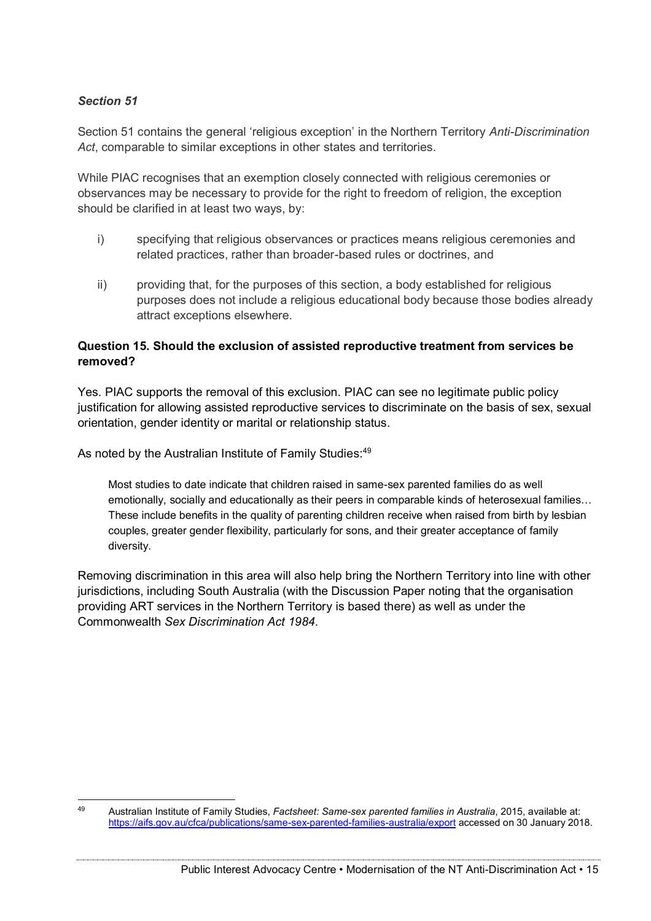*Section 51*

Section 51 contains the general 'religious exception' in the Northern Territory *Anti-Discrimination Act*, comparable to similar exceptions in other states and territories.

While PIAC recognises that an exemption closely connected with religious ceremonies or observances may be necessary to provide for the right to freedom of religion, the exception should be clarified in at least two ways, by:

i) specifying that religious observances or practices means religious ceremonies and related practices, rather than broader-based rules or doctrines, and

ii) providing that, for the purposes of this section, a body established for religious purposes does not include a religious educational body because those bodies already attract exceptions elsewhere.

**Question 15. Should the exclusion of assisted reproductive treatment from services be removed?**

Yes. PIAC supports the removal of this exclusion. PIAC can see no legitimate public policy justification for allowing assisted reproductive services to discriminate on the basis of sex, sexual orientation, gender identity or marital or relationship status.

As noted by the Australian Institute of Family Studies:[49]

> Most studies to date indicate that children raised in same-sex parented families do as well emotionally, socially and educationally as their peers in comparable kinds of heterosexual families… These include benefits in the quality of parenting children receive when raised from birth by lesbian couples, greater gender flexibility, particularly for sons, and their greater acceptance of family diversity.

Removing discrimination in this area will also help bring the Northern Territory into line with other jurisdictions, including South Australia (with the Discussion Paper noting that the organisation providing ART services in the Northern Territory is based there) as well as under the Commonwealth *Sex Discrimination Act 1984*.

---

[49] Australian Institute of Family Studies, *Factsheet: Same-sex parented families in Australia*, 2015, available at: https://aifs.gov.au/cfca/publications/same-sex-parented-families-australia/export accessed on 30 January 2018.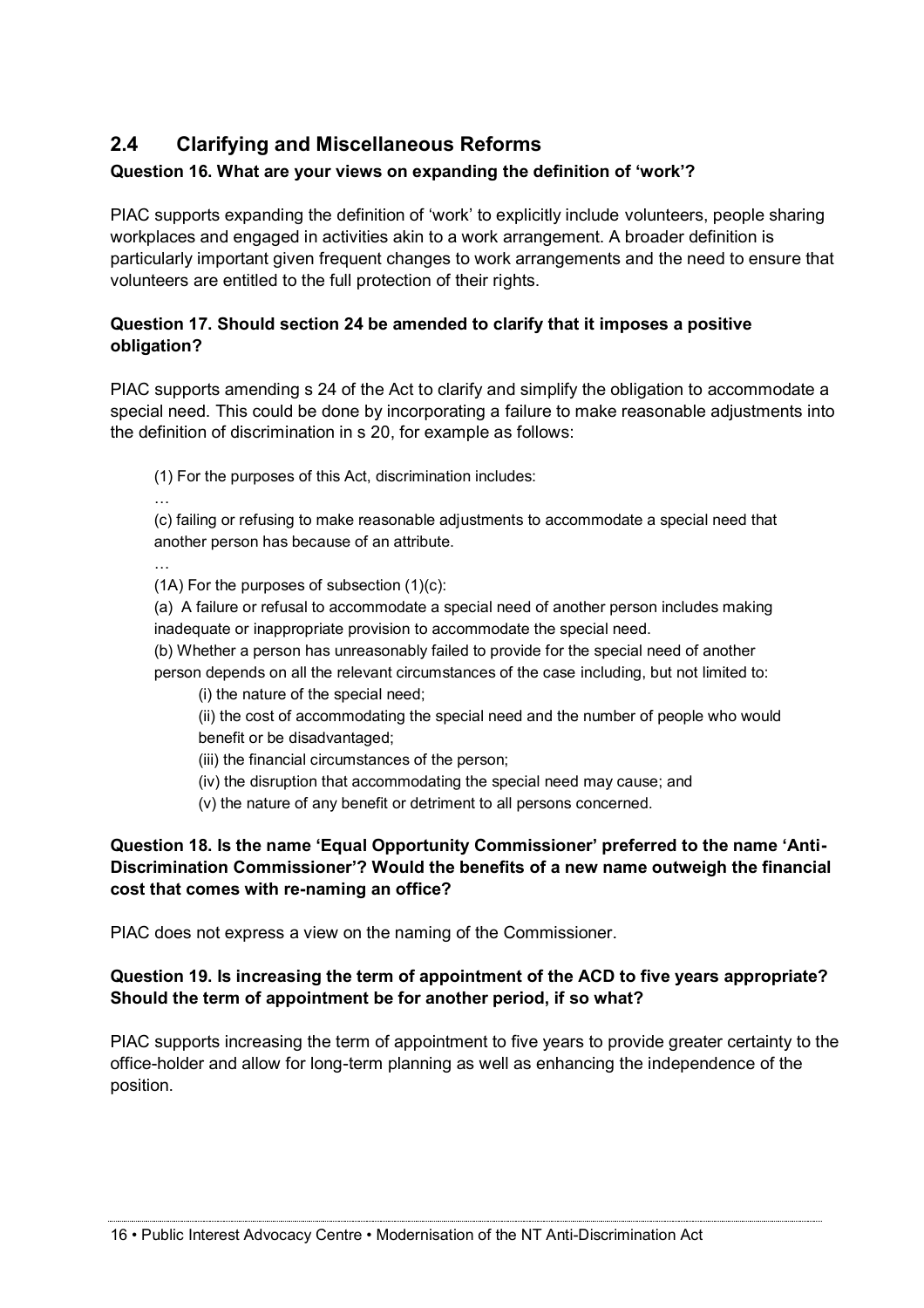## 2.4 Clarifying and Miscellaneous Reforms

**Question 16. What are your views on expanding the definition of 'work'?**

PIAC supports expanding the definition of 'work' to explicitly include volunteers, people sharing workplaces and engaged in activities akin to a work arrangement. A broader definition is particularly important given frequent changes to work arrangements and the need to ensure that volunteers are entitled to the full protection of their rights.

**Question 17. Should section 24 be amended to clarify that it imposes a positive obligation?**

PIAC supports amending s 24 of the Act to clarify and simplify the obligation to accommodate a special need. This could be done by incorporating a failure to make reasonable adjustments into the definition of discrimination in s 20, for example as follows:

> (1) For the purposes of this Act, discrimination includes:
>
> …
>
> (c) failing or refusing to make reasonable adjustments to accommodate a special need that another person has because of an attribute.
>
> …
>
> (1A) For the purposes of subsection (1)(c):
>
> (a) A failure or refusal to accommodate a special need of another person includes making inadequate or inappropriate provision to accommodate the special need.
>
> (b) Whether a person has unreasonably failed to provide for the special need of another person depends on all the relevant circumstances of the case including, but not limited to:
>
> (i) the nature of the special need;
>
> (ii) the cost of accommodating the special need and the number of people who would benefit or be disadvantaged;
>
> (iii) the financial circumstances of the person;
>
> (iv) the disruption that accommodating the special need may cause; and
>
> (v) the nature of any benefit or detriment to all persons concerned.

**Question 18. Is the name 'Equal Opportunity Commissioner' preferred to the name 'Anti-Discrimination Commissioner'? Would the benefits of a new name outweigh the financial cost that comes with re-naming an office?**

PIAC does not express a view on the naming of the Commissioner.

**Question 19. Is increasing the term of appointment of the ACD to five years appropriate? Should the term of appointment be for another period, if so what?**

PIAC supports increasing the term of appointment to five years to provide greater certainty to the office-holder and allow for long-term planning as well as enhancing the independence of the position.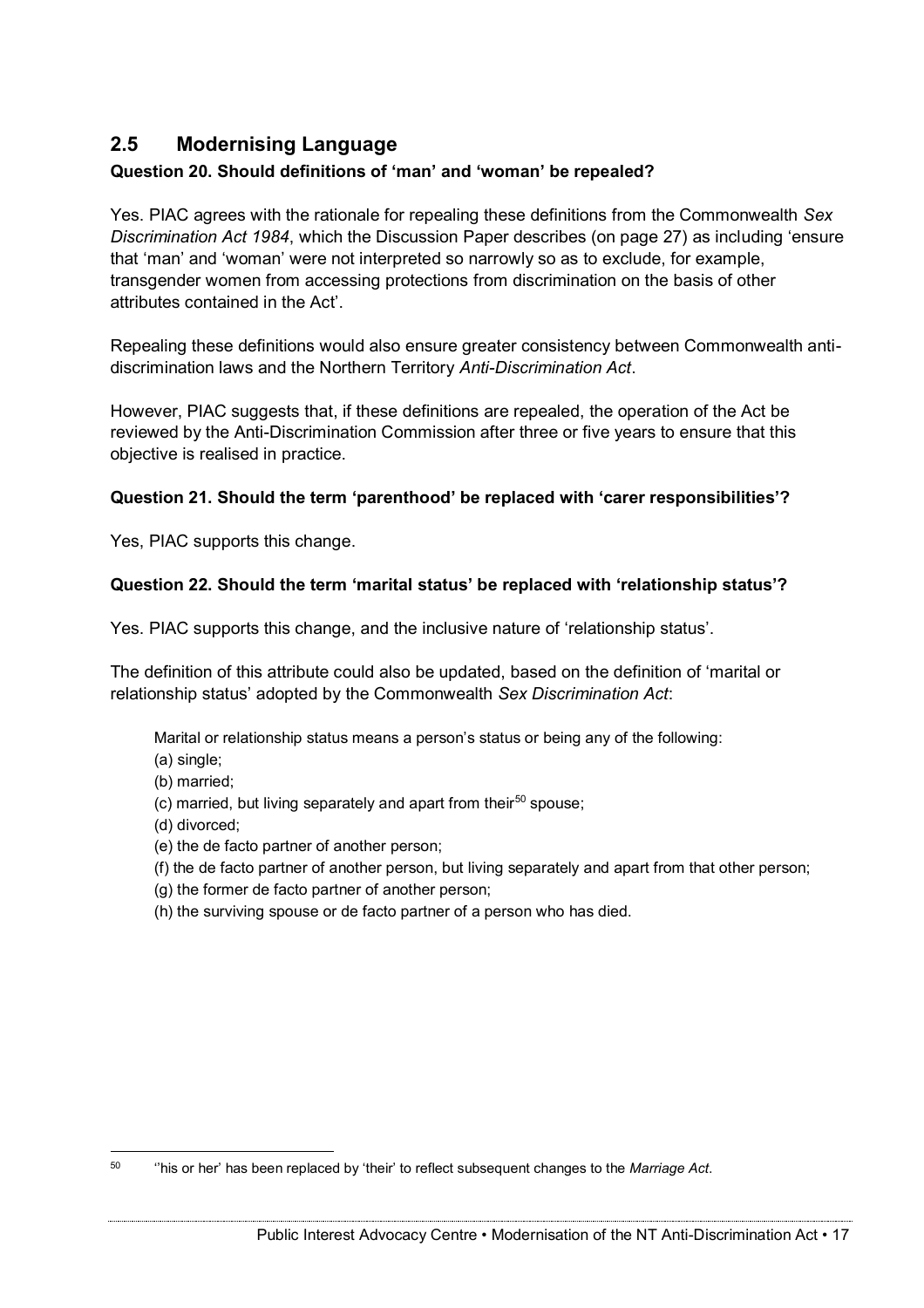## 2.5 Modernising Language

**Question 20. Should definitions of 'man' and 'woman' be repealed?**

Yes. PIAC agrees with the rationale for repealing these definitions from the Commonwealth *Sex Discrimination Act 1984*, which the Discussion Paper describes (on page 27) as including 'ensure that 'man' and 'woman' were not interpreted so narrowly so as to exclude, for example, transgender women from accessing protections from discrimination on the basis of other attributes contained in the Act'.

Repealing these definitions would also ensure greater consistency between Commonwealth anti-discrimination laws and the Northern Territory *Anti-Discrimination Act*.

However, PIAC suggests that, if these definitions are repealed, the operation of the Act be reviewed by the Anti-Discrimination Commission after three or five years to ensure that this objective is realised in practice.

**Question 21. Should the term 'parenthood' be replaced with 'carer responsibilities'?**

Yes, PIAC supports this change.

**Question 22. Should the term 'marital status' be replaced with 'relationship status'?**

Yes. PIAC supports this change, and the inclusive nature of 'relationship status'.

The definition of this attribute could also be updated, based on the definition of 'marital or relationship status' adopted by the Commonwealth *Sex Discrimination Act*:

> Marital or relationship status means a person's status or being any of the following:
> (a) single;
> (b) married;
> (c) married, but living separately and apart from their[50] spouse;
> (d) divorced;
> (e) the de facto partner of another person;
> (f) the de facto partner of another person, but living separately and apart from that other person;
> (g) the former de facto partner of another person;
> (h) the surviving spouse or de facto partner of a person who has died.

---

[50] ''his or her' has been replaced by 'their' to reflect subsequent changes to the *Marriage Act*.